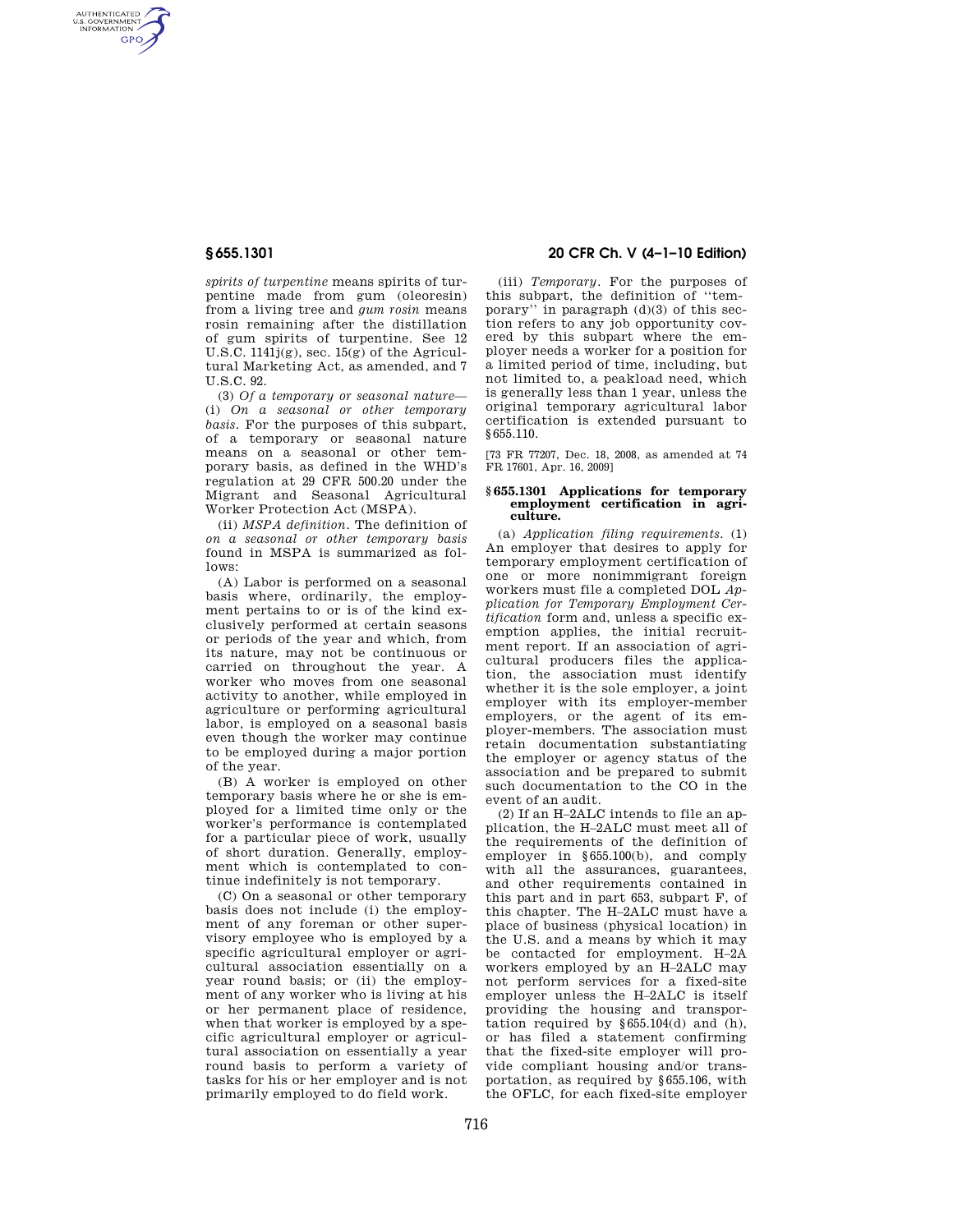*spirits of turpentine* means spirits of turpentine made from gum (oleoresin) from a living tree and *gum rosin* means rosin remaining after the distillation of gum spirits of turpentine. See 12 U.S.C. 1141j(g), sec. 15(g) of the Agricultural Marketing Act, as amended, and 7 U.S.C. 92.

(3) *Of a temporary or seasonal nature*—(i) *On a seasonal or other temporary basis*. For the purposes of this subpart, of a temporary or seasonal nature means on a seasonal or other temporary basis, as defined in the WHD's regulation at 29 CFR 500.20 under the Migrant and Seasonal Agricultural Worker Protection Act (MSPA).

(ii) *MSPA definition*. The definition of *on a seasonal or other temporary basis* found in MSPA is summarized as follows:

(A) Labor is performed on a seasonal basis where, ordinarily, the employment pertains to or is of the kind exclusively performed at certain seasons or periods of the year and which, from its nature, may not be continuous or carried on throughout the year. A worker who moves from one seasonal activity to another, while employed in agriculture or performing agricultural labor, is employed on a seasonal basis even though the worker may continue to be employed during a major portion of the year.

(B) A worker is employed on other temporary basis where he or she is employed for a limited time only or the worker's performance is contemplated for a particular piece of work, usually of short duration. Generally, employment which is contemplated to continue indefinitely is not temporary.

(C) On a seasonal or other temporary basis does not include (i) the employment of any foreman or other supervisory employee who is employed by a specific agricultural employer or agricultural association essentially on a year round basis; or (ii) the employment of any worker who is living at his or her permanent place of residence, when that worker is employed by a specific agricultural employer or agricultural association on essentially a year round basis to perform a variety of tasks for his or her employer and is not primarily employed to do field work.

(iii) *Temporary*. For the purposes of this subpart, the definition of "temporary" in paragraph (d)(3) of this section refers to any job opportunity covered by this subpart where the employer needs a worker for a position for a limited period of time, including, but not limited to, a peakload need, which is generally less than 1 year, unless the original temporary agricultural labor certification is extended pursuant to §655.110.

[73 FR 77207, Dec. 18, 2008, as amended at 74 FR 17601, Apr. 16, 2009]

## §655.1301 Applications for temporary employment certification in agriculture.

(a) *Application filing requirements*. (1) An employer that desires to apply for temporary employment certification of one or more nonimmigrant foreign workers must file a completed DOL *Application for Temporary Employment Certification* form and, unless a specific exemption applies, the initial recruitment report. If an association of agricultural producers files the application, the association must identify whether it is the sole employer, a joint employer with its employer-member employers, or the agent of its employer-members. The association must retain documentation substantiating the employer or agency status of the association and be prepared to submit such documentation to the CO in the event of an audit.

(2) If an H–2ALC intends to file an application, the H–2ALC must meet all of the requirements of the definition of employer in §655.100(b), and comply with all the assurances, guarantees, and other requirements contained in this part and in part 653, subpart F, of this chapter. The H–2ALC must have a place of business (physical location) in the U.S. and a means by which it may be contacted for employment. H–2A workers employed by an H–2ALC may not perform services for a fixed-site employer unless the H–2ALC is itself providing the housing and transportation required by §655.104(d) and (h), or has filed a statement confirming that the fixed-site employer will provide compliant housing and/or transportation, as required by §655.106, with the OFLC, for each fixed-site employer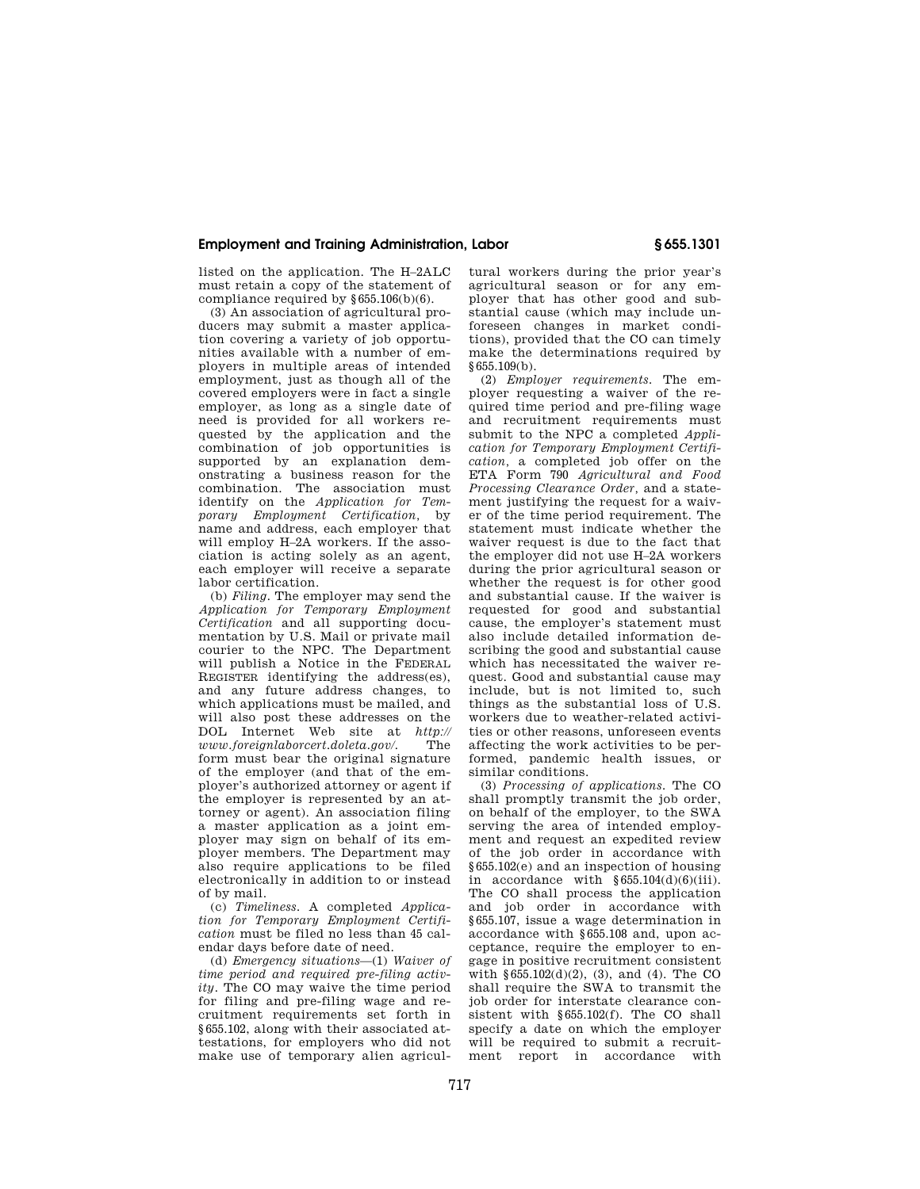listed on the application. The H–2ALC must retain a copy of the statement of compliance required by §655.106(b)(6).

(3) An association of agricultural producers may submit a master application covering a variety of job opportunities available with a number of employers in multiple areas of intended employment, just as though all of the covered employers were in fact a single employer, as long as a single date of need is provided for all workers requested by the application and the combination of job opportunities is supported by an explanation demonstrating a business reason for the combination. The association must identify on the *Application for Temporary Employment Certification*, by name and address, each employer that will employ H–2A workers. If the association is acting solely as an agent, each employer will receive a separate labor certification.

(b) *Filing.* The employer may send the *Application for Temporary Employment Certification* and all supporting documentation by U.S. Mail or private mail courier to the NPC. The Department will publish a Notice in the FEDERAL REGISTER identifying the address(es), and any future address changes, to which applications must be mailed, and will also post these addresses on the DOL Internet Web site at *http://www.foreignlaborcert.doleta.gov/*. The form must bear the original signature of the employer (and that of the employer's authorized attorney or agent if the employer is represented by an attorney or agent). An association filing a master application as a joint employer may sign on behalf of its employer members. The Department may also require applications to be filed electronically in addition to or instead of by mail.

(c) *Timeliness.* A completed *Application for Temporary Employment Certification* must be filed no less than 45 calendar days before date of need.

(d) *Emergency situations*—(1) *Waiver of time period and required pre-filing activity.* The CO may waive the time period for filing and pre-filing wage and recruitment requirements set forth in §655.102, along with their associated attestations, for employers who did not make use of temporary alien agricultural workers during the prior year's agricultural season or for any employer that has other good and substantial cause (which may include unforeseen changes in market conditions), provided that the CO can timely make the determinations required by §655.109(b).

(2) *Employer requirements.* The employer requesting a waiver of the required time period and pre-filing wage and recruitment requirements must submit to the NPC a completed *Application for Temporary Employment Certification*, a completed job offer on the ETA Form 790 *Agricultural and Food Processing Clearance Order*, and a statement justifying the request for a waiver of the time period requirement. The statement must indicate whether the waiver request is due to the fact that the employer did not use H–2A workers during the prior agricultural season or whether the request is for other good and substantial cause. If the waiver is requested for good and substantial cause, the employer's statement must also include detailed information describing the good and substantial cause which has necessitated the waiver request. Good and substantial cause may include, but is not limited to, such things as the substantial loss of U.S. workers due to weather-related activities or other reasons, unforeseen events affecting the work activities to be performed, pandemic health issues, or similar conditions.

(3) *Processing of applications.* The CO shall promptly transmit the job order, on behalf of the employer, to the SWA serving the area of intended employment and request an expedited review of the job order in accordance with §655.102(e) and an inspection of housing in accordance with §655.104(d)(6)(iii). The CO shall process the application and job order in accordance with §655.107, issue a wage determination in accordance with §655.108 and, upon acceptance, require the employer to engage in positive recruitment consistent with §655.102(d)(2), (3), and (4). The CO shall require the SWA to transmit the job order for interstate clearance consistent with §655.102(f). The CO shall specify a date on which the employer will be required to submit a recruitment report in accordance with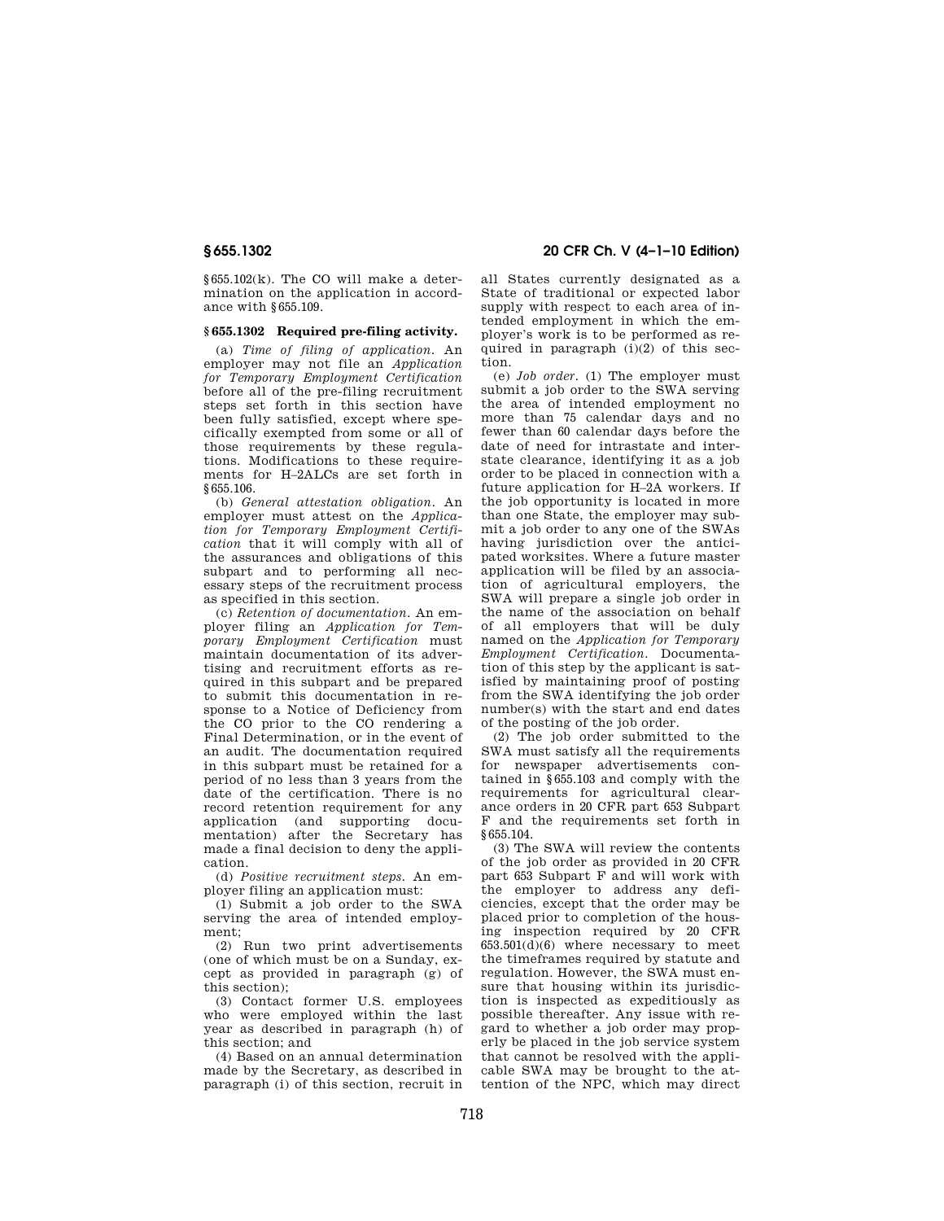§ 655.102(k). The CO will make a determination on the application in accordance with § 655.109.

### § 655.1302 Required pre-filing activity.

(a) *Time of filing of application.* An employer may not file an *Application for Temporary Employment Certification* before all of the pre-filing recruitment steps set forth in this section have been fully satisfied, except where specifically exempted from some or all of those requirements by these regulations. Modifications to these requirements for H–2ALCs are set forth in § 655.106.

(b) *General attestation obligation.* An employer must attest on the *Application for Temporary Employment Certification* that it will comply with all of the assurances and obligations of this subpart and to performing all necessary steps of the recruitment process as specified in this section.

(c) *Retention of documentation.* An employer filing an *Application for Temporary Employment Certification* must maintain documentation of its advertising and recruitment efforts as required in this subpart and be prepared to submit this documentation in response to a Notice of Deficiency from the CO prior to the CO rendering a Final Determination, or in the event of an audit. The documentation required in this subpart must be retained for a period of no less than 3 years from the date of the certification. There is no record retention requirement for any application (and supporting documentation) after the Secretary has made a final decision to deny the application.

(d) *Positive recruitment steps.* An employer filing an application must:

(1) Submit a job order to the SWA serving the area of intended employment;

(2) Run two print advertisements (one of which must be on a Sunday, except as provided in paragraph (g) of this section);

(3) Contact former U.S. employees who were employed within the last year as described in paragraph (h) of this section; and

(4) Based on an annual determination made by the Secretary, as described in paragraph (i) of this section, recruit in all States currently designated as a State of traditional or expected labor supply with respect to each area of intended employment in which the employer's work is to be performed as required in paragraph (i)(2) of this section.

(e) *Job order.* (1) The employer must submit a job order to the SWA serving the area of intended employment no more than 75 calendar days and no fewer than 60 calendar days before the date of need for intrastate and interstate clearance, identifying it as a job order to be placed in connection with a future application for H–2A workers. If the job opportunity is located in more than one State, the employer may submit a job order to any one of the SWAs having jurisdiction over the anticipated worksites. Where a future master application will be filed by an association of agricultural employers, the SWA will prepare a single job order in the name of the association on behalf of all employers that will be duly named on the *Application for Temporary Employment Certification.* Documentation of this step by the applicant is satisfied by maintaining proof of posting from the SWA identifying the job order number(s) with the start and end dates of the posting of the job order.

(2) The job order submitted to the SWA must satisfy all the requirements for newspaper advertisements contained in § 655.103 and comply with the requirements for agricultural clearance orders in 20 CFR part 653 Subpart F and the requirements set forth in § 655.104.

(3) The SWA will review the contents of the job order as provided in 20 CFR part 653 Subpart F and will work with the employer to address any deficiencies, except that the order may be placed prior to completion of the housing inspection required by 20 CFR 653.501(d)(6) where necessary to meet the timeframes required by statute and regulation. However, the SWA must ensure that housing within its jurisdiction is inspected as expeditiously as possible thereafter. Any issue with regard to whether a job order may properly be placed in the job service system that cannot be resolved with the applicable SWA may be brought to the attention of the NPC, which may direct